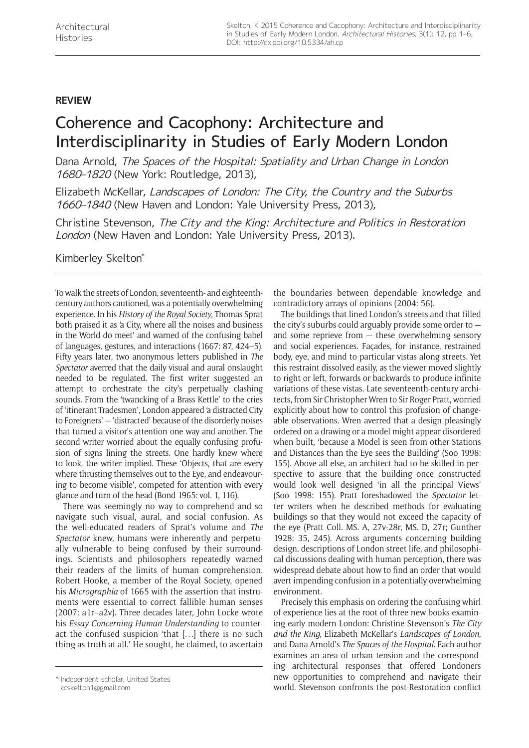**REVIEW**

# Coherence and Cacophony: Architecture and Interdisciplinarity in Studies of Early Modern London

Dana Arnold, *The Spaces of the Hospital: Spatiality and Urban Change in London 1680–1820* (New York: Routledge, 2013),

Elizabeth McKellar, *Landscapes of London: The City, the Country and the Suburbs 1660–1840* (New Haven and London: Yale University Press, 2013),

Christine Stevenson, *The City and the King: Architecture and Politics in Restoration London* (New Haven and London: Yale University Press, 2013).

Kimberley Skelton*

To walk the streets of London, seventeenth- and eighteenth-century authors cautioned, was a potentially overwhelming experience. In his *History of the Royal Society*, Thomas Sprat both praised it as 'a City, where all the noises and business in the World do meet' and warned of the confusing babel of languages, gestures, and interactions (1667: 87, 424–5). Fifty years later, two anonymous letters published in *The Spectator* averred that the daily visual and aural onslaught needed to be regulated. The first writer suggested an attempt to orchestrate the city's perpetually clashing sounds. From the 'twancking of a Brass Kettle' to the cries of 'itinerant Tradesmen', London appeared 'a distracted City to Foreigners' — 'distracted' because of the disorderly noises that turned a visitor's attention one way and another. The second writer worried about the equally confusing profusion of signs lining the streets. One hardly knew where to look, the writer implied. These 'Objects, that are every where thrusting themselves out to the Eye, and endeavouring to become visible', competed for attention with every glance and turn of the head (Bond 1965: vol. 1, 116).

There was seemingly no way to comprehend and so navigate such visual, aural, and social confusion. As the well-educated readers of Sprat's volume and *The Spectator* knew, humans were inherently and perpetually vulnerable to being confused by their surroundings. Scientists and philosophers repeatedly warned their readers of the limits of human comprehension. Robert Hooke, a member of the Royal Society, opened his *Micrographia* of 1665 with the assertion that instruments were essential to correct fallible human senses (2007: a1r–a2v). Three decades later, John Locke wrote his *Essay Concerning Human Understanding* to counteract the confused suspicion 'that […] there is no such thing as truth at all.' He sought, he claimed, to ascertain the boundaries between dependable knowledge and contradictory arrays of opinions (2004: 56).

The buildings that lined London's streets and that filled the city's suburbs could arguably provide some order to — and some reprieve from — these overwhelming sensory and social experiences. Façades, for instance, restrained body, eye, and mind to particular vistas along streets. Yet this restraint dissolved easily, as the viewer moved slightly to right or left, forwards or backwards to produce infinite variations of these vistas. Late seventeenth-century architects, from Sir Christopher Wren to Sir Roger Pratt, worried explicitly about how to control this profusion of changeable observations. Wren averred that a design pleasingly ordered on a drawing or a model might appear disordered when built, 'because a Model is seen from other Stations and Distances than the Eye sees the Building' (Soo 1998: 155). Above all else, an architect had to be skilled in perspective to assure that the building once constructed would look well designed 'in all the principal Views' (Soo 1998: 155). Pratt foreshadowed the *Spectator* letter writers when he described methods for evaluating buildings so that they would not exceed the capacity of the eye (Pratt Coll. MS. A, 27v-28r, MS. D, 27r; Gunther 1928: 35, 245). Across arguments concerning building design, descriptions of London street life, and philosophical discussions dealing with human perception, there was widespread debate about how to find an order that would avert impending confusion in a potentially overwhelming environment.

Precisely this emphasis on ordering the confusing whirl of experience lies at the root of three new books examining early modern London: Christine Stevenson's *The City and the King*, Elizabeth McKellar's *Landscapes of London*, and Dana Arnold's *The Spaces of the Hospital*. Each author examines an area of urban tension and the corresponding architectural responses that offered Londoners new opportunities to comprehend and navigate their world. Stevenson confronts the post-Restoration conflict

\* Independent scholar, United States
kcskelton1@gmail.com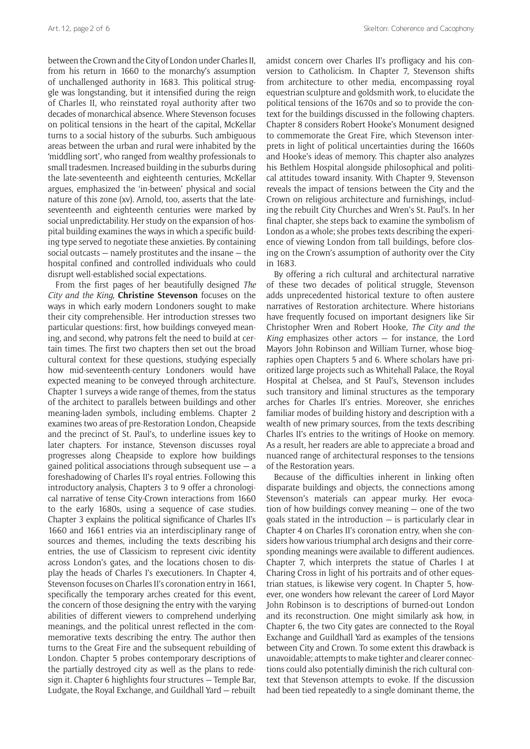between the Crown and the City of London under Charles II, from his return in 1660 to the monarchy's assumption of unchallenged authority in 1683. This political struggle was longstanding, but it intensified during the reign of Charles II, who reinstated royal authority after two decades of monarchical absence. Where Stevenson focuses on political tensions in the heart of the capital, McKellar turns to a social history of the suburbs. Such ambiguous areas between the urban and rural were inhabited by the 'middling sort', who ranged from wealthy professionals to small tradesmen. Increased building in the suburbs during the late-seventeenth and eighteenth centuries, McKellar argues, emphasized the 'in-between' physical and social nature of this zone (xv). Arnold, too, asserts that the late-seventeenth and eighteenth centuries were marked by social unpredictability. Her study on the expansion of hospital building examines the ways in which a specific building type served to negotiate these anxieties. By containing social outcasts — namely prostitutes and the insane — the hospital confined and controlled individuals who could disrupt well-established social expectations.

From the first pages of her beautifully designed *The City and the King*, **Christine Stevenson** focuses on the ways in which early modern Londoners sought to make their city comprehensible. Her introduction stresses two particular questions: first, how buildings conveyed meaning, and second, why patrons felt the need to build at certain times. The first two chapters then set out the broad cultural context for these questions, studying especially how mid-seventeenth-century Londoners would have expected meaning to be conveyed through architecture. Chapter 1 surveys a wide range of themes, from the status of the architect to parallels between buildings and other meaning-laden symbols, including emblems. Chapter 2 examines two areas of pre-Restoration London, Cheapside and the precinct of St. Paul's, to underline issues key to later chapters. For instance, Stevenson discusses royal progresses along Cheapside to explore how buildings gained political associations through subsequent use — a foreshadowing of Charles II's royal entries. Following this introductory analysis, Chapters 3 to 9 offer a chronological narrative of tense City-Crown interactions from 1660 to the early 1680s, using a sequence of case studies. Chapter 3 explains the political significance of Charles II's 1660 and 1661 entries via an interdisciplinary range of sources and themes, including the texts describing his entries, the use of Classicism to represent civic identity across London's gates, and the locations chosen to display the heads of Charles I's executioners. In Chapter 4, Stevenson focuses on Charles II's coronation entry in 1661, specifically the temporary arches created for this event, the concern of those designing the entry with the varying abilities of different viewers to comprehend underlying meanings, and the political unrest reflected in the commemorative texts describing the entry. The author then turns to the Great Fire and the subsequent rebuilding of London. Chapter 5 probes contemporary descriptions of the partially destroyed city as well as the plans to redesign it. Chapter 6 highlights four structures — Temple Bar, Ludgate, the Royal Exchange, and Guildhall Yard — rebuilt amidst concern over Charles II's profligacy and his conversion to Catholicism. In Chapter 7, Stevenson shifts from architecture to other media, encompassing royal equestrian sculpture and goldsmith work, to elucidate the political tensions of the 1670s and so to provide the context for the buildings discussed in the following chapters. Chapter 8 considers Robert Hooke's Monument designed to commemorate the Great Fire, which Stevenson interprets in light of political uncertainties during the 1660s and Hooke's ideas of memory. This chapter also analyzes his Bethlem Hospital alongside philosophical and political attitudes toward insanity. With Chapter 9, Stevenson reveals the impact of tensions between the City and the Crown on religious architecture and furnishings, including the rebuilt City Churches and Wren's St. Paul's. In her final chapter, she steps back to examine the symbolism of London as a whole; she probes texts describing the experience of viewing London from tall buildings, before closing on the Crown's assumption of authority over the City in 1683.

By offering a rich cultural and architectural narrative of these two decades of political struggle, Stevenson adds unprecedented historical texture to often austere narratives of Restoration architecture. Where historians have frequently focused on important designers like Sir Christopher Wren and Robert Hooke, *The City and the King* emphasizes other actors — for instance, the Lord Mayors John Robinson and William Turner, whose biographies open Chapters 5 and 6. Where scholars have prioritized large projects such as Whitehall Palace, the Royal Hospital at Chelsea, and St Paul's, Stevenson includes such transitory and liminal structures as the temporary arches for Charles II's entries. Moreover, she enriches familiar modes of building history and description with a wealth of new primary sources, from the texts describing Charles II's entries to the writings of Hooke on memory. As a result, her readers are able to appreciate a broad and nuanced range of architectural responses to the tensions of the Restoration years.

Because of the difficulties inherent in linking often disparate buildings and objects, the connections among Stevenson's materials can appear murky. Her evocation of how buildings convey meaning — one of the two goals stated in the introduction — is particularly clear in Chapter 4 on Charles II's coronation entry, when she considers how various triumphal arch designs and their corresponding meanings were available to different audiences. Chapter 7, which interprets the statue of Charles I at Charing Cross in light of his portraits and of other equestrian statues, is likewise very cogent. In Chapter 5, however, one wonders how relevant the career of Lord Mayor John Robinson is to descriptions of burned-out London and its reconstruction. One might similarly ask how, in Chapter 6, the two City gates are connected to the Royal Exchange and Guildhall Yard as examples of the tensions between City and Crown. To some extent this drawback is unavoidable; attempts to make tighter and clearer connections could also potentially diminish the rich cultural context that Stevenson attempts to evoke. If the discussion had been tied repeatedly to a single dominant theme, the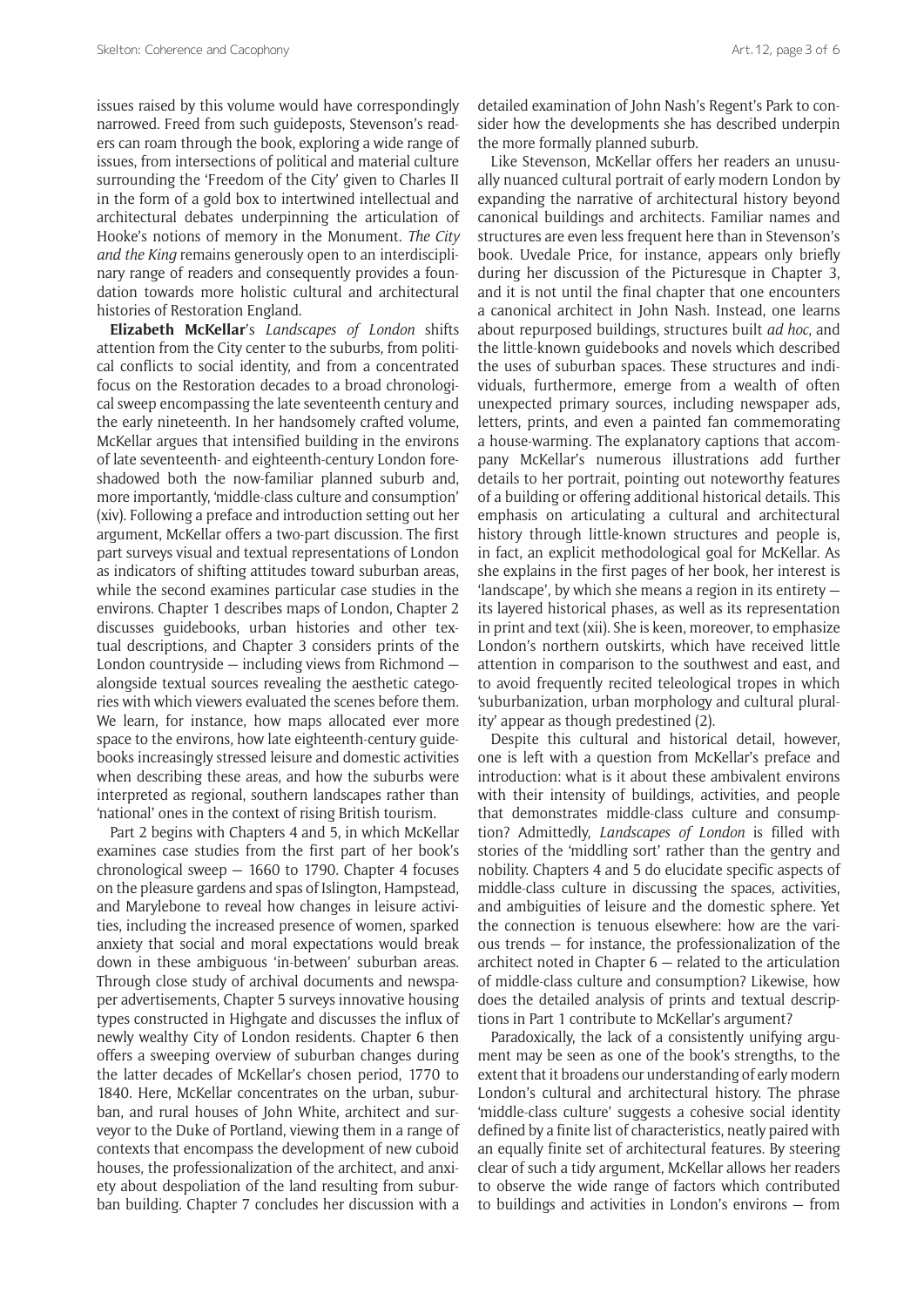issues raised by this volume would have correspondingly narrowed. Freed from such guideposts, Stevenson's readers can roam through the book, exploring a wide range of issues, from intersections of political and material culture surrounding the 'Freedom of the City' given to Charles II in the form of a gold box to intertwined intellectual and architectural debates underpinning the articulation of Hooke's notions of memory in the Monument. *The City and the King* remains generously open to an interdisciplinary range of readers and consequently provides a foundation towards more holistic cultural and architectural histories of Restoration England.

**Elizabeth McKellar**'s *Landscapes of London* shifts attention from the City center to the suburbs, from political conflicts to social identity, and from a concentrated focus on the Restoration decades to a broad chronological sweep encompassing the late seventeenth century and the early nineteenth. In her handsomely crafted volume, McKellar argues that intensified building in the environs of late seventeenth- and eighteenth-century London foreshadowed both the now-familiar planned suburb and, more importantly, 'middle-class culture and consumption' (xiv). Following a preface and introduction setting out her argument, McKellar offers a two-part discussion. The first part surveys visual and textual representations of London as indicators of shifting attitudes toward suburban areas, while the second examines particular case studies in the environs. Chapter 1 describes maps of London, Chapter 2 discusses guidebooks, urban histories and other textual descriptions, and Chapter 3 considers prints of the London countryside — including views from Richmond — alongside textual sources revealing the aesthetic categories with which viewers evaluated the scenes before them. We learn, for instance, how maps allocated ever more space to the environs, how late eighteenth-century guidebooks increasingly stressed leisure and domestic activities when describing these areas, and how the suburbs were interpreted as regional, southern landscapes rather than 'national' ones in the context of rising British tourism.

Part 2 begins with Chapters 4 and 5, in which McKellar examines case studies from the first part of her book's chronological sweep — 1660 to 1790. Chapter 4 focuses on the pleasure gardens and spas of Islington, Hampstead, and Marylebone to reveal how changes in leisure activities, including the increased presence of women, sparked anxiety that social and moral expectations would break down in these ambiguous 'in-between' suburban areas. Through close study of archival documents and newspaper advertisements, Chapter 5 surveys innovative housing types constructed in Highgate and discusses the influx of newly wealthy City of London residents. Chapter 6 then offers a sweeping overview of suburban changes during the latter decades of McKellar's chosen period, 1770 to 1840. Here, McKellar concentrates on the urban, suburban, and rural houses of John White, architect and surveyor to the Duke of Portland, viewing them in a range of contexts that encompass the development of new cuboid houses, the professionalization of the architect, and anxiety about despoliation of the land resulting from suburban building. Chapter 7 concludes her discussion with a detailed examination of John Nash's Regent's Park to consider how the developments she has described underpin the more formally planned suburb.

Like Stevenson, McKellar offers her readers an unusually nuanced cultural portrait of early modern London by expanding the narrative of architectural history beyond canonical buildings and architects. Familiar names and structures are even less frequent here than in Stevenson's book. Uvedale Price, for instance, appears only briefly during her discussion of the Picturesque in Chapter 3, and it is not until the final chapter that one encounters a canonical architect in John Nash. Instead, one learns about repurposed buildings, structures built *ad hoc*, and the little-known guidebooks and novels which described the uses of suburban spaces. These structures and individuals, furthermore, emerge from a wealth of often unexpected primary sources, including newspaper ads, letters, prints, and even a painted fan commemorating a house-warming. The explanatory captions that accompany McKellar's numerous illustrations add further details to her portrait, pointing out noteworthy features of a building or offering additional historical details. This emphasis on articulating a cultural and architectural history through little-known structures and people is, in fact, an explicit methodological goal for McKellar. As she explains in the first pages of her book, her interest is 'landscape', by which she means a region in its entirety — its layered historical phases, as well as its representation in print and text (xii). She is keen, moreover, to emphasize London's northern outskirts, which have received little attention in comparison to the southwest and east, and to avoid frequently recited teleological tropes in which 'suburbanization, urban morphology and cultural plurality' appear as though predestined (2).

Despite this cultural and historical detail, however, one is left with a question from McKellar's preface and introduction: what is it about these ambivalent environs with their intensity of buildings, activities, and people that demonstrates middle-class culture and consumption? Admittedly, *Landscapes of London* is filled with stories of the 'middling sort' rather than the gentry and nobility. Chapters 4 and 5 do elucidate specific aspects of middle-class culture in discussing the spaces, activities, and ambiguities of leisure and the domestic sphere. Yet the connection is tenuous elsewhere: how are the various trends — for instance, the professionalization of the architect noted in Chapter 6 — related to the articulation of middle-class culture and consumption? Likewise, how does the detailed analysis of prints and textual descriptions in Part 1 contribute to McKellar's argument?

Paradoxically, the lack of a consistently unifying argument may be seen as one of the book's strengths, to the extent that it broadens our understanding of early modern London's cultural and architectural history. The phrase 'middle-class culture' suggests a cohesive social identity defined by a finite list of characteristics, neatly paired with an equally finite set of architectural features. By steering clear of such a tidy argument, McKellar allows her readers to observe the wide range of factors which contributed to buildings and activities in London's environs — from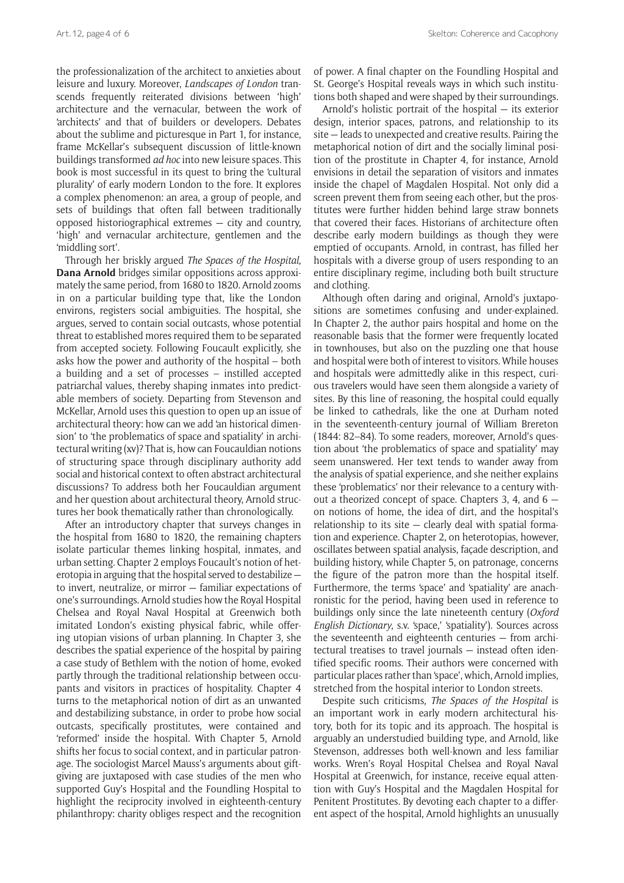the professionalization of the architect to anxieties about leisure and luxury. Moreover, *Landscapes of London* transcends frequently reiterated divisions between 'high' architecture and the vernacular, between the work of 'architects' and that of builders or developers. Debates about the sublime and picturesque in Part 1, for instance, frame McKellar's subsequent discussion of little-known buildings transformed *ad hoc* into new leisure spaces. This book is most successful in its quest to bring the 'cultural plurality' of early modern London to the fore. It explores a complex phenomenon: an area, a group of people, and sets of buildings that often fall between traditionally opposed historiographical extremes — city and country, 'high' and vernacular architecture, gentlemen and the 'middling sort'.

Through her briskly argued *The Spaces of the Hospital*, **Dana Arnold** bridges similar oppositions across approximately the same period, from 1680 to 1820. Arnold zooms in on a particular building type that, like the London environs, registers social ambiguities. The hospital, she argues, served to contain social outcasts, whose potential threat to established mores required them to be separated from accepted society. Following Foucault explicitly, she asks how the power and authority of the hospital – both a building and a set of processes – instilled accepted patriarchal values, thereby shaping inmates into predictable members of society. Departing from Stevenson and McKellar, Arnold uses this question to open up an issue of architectural theory: how can we add 'an historical dimension' to 'the problematics of space and spatiality' in architectural writing (xv)? That is, how can Foucauldian notions of structuring space through disciplinary authority add social and historical context to often abstract architectural discussions? To address both her Foucauldian argument and her question about architectural theory, Arnold structures her book thematically rather than chronologically.

After an introductory chapter that surveys changes in the hospital from 1680 to 1820, the remaining chapters isolate particular themes linking hospital, inmates, and urban setting. Chapter 2 employs Foucault's notion of heterotopia in arguing that the hospital served to destabilize — to invert, neutralize, or mirror — familiar expectations of one's surroundings. Arnold studies how the Royal Hospital Chelsea and Royal Naval Hospital at Greenwich both imitated London's existing physical fabric, while offering utopian visions of urban planning. In Chapter 3, she describes the spatial experience of the hospital by pairing a case study of Bethlem with the notion of home, evoked partly through the traditional relationship between occupants and visitors in practices of hospitality. Chapter 4 turns to the metaphorical notion of dirt as an unwanted and destabilizing substance, in order to probe how social outcasts, specifically prostitutes, were contained and 'reformed' inside the hospital. With Chapter 5, Arnold shifts her focus to social context, and in particular patronage. The sociologist Marcel Mauss's arguments about gift-giving are juxtaposed with case studies of the men who supported Guy's Hospital and the Foundling Hospital to highlight the reciprocity involved in eighteenth-century philanthropy: charity obliges respect and the recognition of power. A final chapter on the Foundling Hospital and St. George's Hospital reveals ways in which such institutions both shaped and were shaped by their surroundings.

Arnold's holistic portrait of the hospital — its exterior design, interior spaces, patrons, and relationship to its site — leads to unexpected and creative results. Pairing the metaphorical notion of dirt and the socially liminal position of the prostitute in Chapter 4, for instance, Arnold envisions in detail the separation of visitors and inmates inside the chapel of Magdalen Hospital. Not only did a screen prevent them from seeing each other, but the prostitutes were further hidden behind large straw bonnets that covered their faces. Historians of architecture often describe early modern buildings as though they were emptied of occupants. Arnold, in contrast, has filled her hospitals with a diverse group of users responding to an entire disciplinary regime, including both built structure and clothing.

Although often daring and original, Arnold's juxtapositions are sometimes confusing and under-explained. In Chapter 2, the author pairs hospital and home on the reasonable basis that the former were frequently located in townhouses, but also on the puzzling one that house and hospital were both of interest to visitors. While houses and hospitals were admittedly alike in this respect, curious travelers would have seen them alongside a variety of sites. By this line of reasoning, the hospital could equally be linked to cathedrals, like the one at Durham noted in the seventeenth-century journal of William Brereton (1844: 82–84). To some readers, moreover, Arnold's question about 'the problematics of space and spatiality' may seem unanswered. Her text tends to wander away from the analysis of spatial experience, and she neither explains these 'problematics' nor their relevance to a century without a theorized concept of space. Chapters 3, 4, and 6 — on notions of home, the idea of dirt, and the hospital's relationship to its site — clearly deal with spatial formation and experience. Chapter 2, on heterotopias, however, oscillates between spatial analysis, façade description, and building history, while Chapter 5, on patronage, concerns the figure of the patron more than the hospital itself. Furthermore, the terms 'space' and 'spatiality' are anachronistic for the period, having been used in reference to buildings only since the late nineteenth century (*Oxford English Dictionary*, s.v. 'space,' 'spatiality'). Sources across the seventeenth and eighteenth centuries — from architectural treatises to travel journals — instead often identified specific rooms. Their authors were concerned with particular places rather than 'space', which, Arnold implies, stretched from the hospital interior to London streets.

Despite such criticisms, *The Spaces of the Hospital* is an important work in early modern architectural history, both for its topic and its approach. The hospital is arguably an understudied building type, and Arnold, like Stevenson, addresses both well-known and less familiar works. Wren's Royal Hospital Chelsea and Royal Naval Hospital at Greenwich, for instance, receive equal attention with Guy's Hospital and the Magdalen Hospital for Penitent Prostitutes. By devoting each chapter to a different aspect of the hospital, Arnold highlights an unusually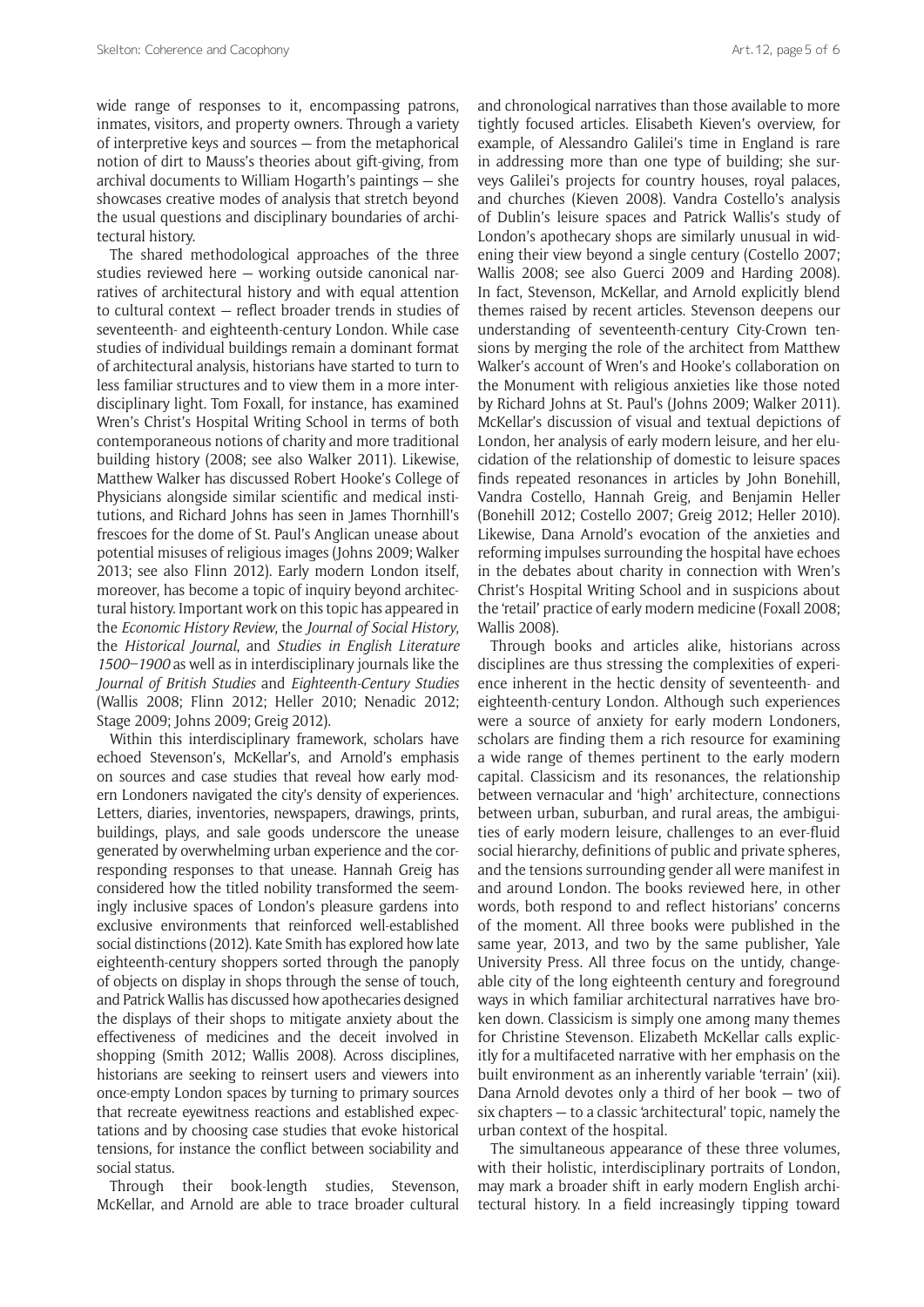wide range of responses to it, encompassing patrons, inmates, visitors, and property owners. Through a variety of interpretive keys and sources — from the metaphorical notion of dirt to Mauss's theories about gift-giving, from archival documents to William Hogarth's paintings — she showcases creative modes of analysis that stretch beyond the usual questions and disciplinary boundaries of architectural history.

The shared methodological approaches of the three studies reviewed here — working outside canonical narratives of architectural history and with equal attention to cultural context — reflect broader trends in studies of seventeenth- and eighteenth-century London. While case studies of individual buildings remain a dominant format of architectural analysis, historians have started to turn to less familiar structures and to view them in a more interdisciplinary light. Tom Foxall, for instance, has examined Wren's Christ's Hospital Writing School in terms of both contemporaneous notions of charity and more traditional building history (2008; see also Walker 2011). Likewise, Matthew Walker has discussed Robert Hooke's College of Physicians alongside similar scientific and medical institutions, and Richard Johns has seen in James Thornhill's frescoes for the dome of St. Paul's Anglican unease about potential misuses of religious images (Johns 2009; Walker 2013; see also Flinn 2012). Early modern London itself, moreover, has become a topic of inquiry beyond architectural history. Important work on this topic has appeared in the *Economic History Review*, the *Journal of Social History*, the *Historical Journal*, and *Studies in English Literature 1500–1900* as well as in interdisciplinary journals like the *Journal of British Studies* and *Eighteenth-Century Studies* (Wallis 2008; Flinn 2012; Heller 2010; Nenadic 2012; Stage 2009; Johns 2009; Greig 2012).

Within this interdisciplinary framework, scholars have echoed Stevenson's, McKellar's, and Arnold's emphasis on sources and case studies that reveal how early modern Londoners navigated the city's density of experiences. Letters, diaries, inventories, newspapers, drawings, prints, buildings, plays, and sale goods underscore the unease generated by overwhelming urban experience and the corresponding responses to that unease. Hannah Greig has considered how the titled nobility transformed the seemingly inclusive spaces of London's pleasure gardens into exclusive environments that reinforced well-established social distinctions (2012). Kate Smith has explored how late eighteenth-century shoppers sorted through the panoply of objects on display in shops through the sense of touch, and Patrick Wallis has discussed how apothecaries designed the displays of their shops to mitigate anxiety about the effectiveness of medicines and the deceit involved in shopping (Smith 2012; Wallis 2008). Across disciplines, historians are seeking to reinsert users and viewers into once-empty London spaces by turning to primary sources that recreate eyewitness reactions and established expectations and by choosing case studies that evoke historical tensions, for instance the conflict between sociability and social status.

Through their book-length studies, Stevenson, McKellar, and Arnold are able to trace broader cultural and chronological narratives than those available to more tightly focused articles. Elisabeth Kieven's overview, for example, of Alessandro Galilei's time in England is rare in addressing more than one type of building; she surveys Galilei's projects for country houses, royal palaces, and churches (Kieven 2008). Vandra Costello's analysis of Dublin's leisure spaces and Patrick Wallis's study of London's apothecary shops are similarly unusual in widening their view beyond a single century (Costello 2007; Wallis 2008; see also Guerci 2009 and Harding 2008). In fact, Stevenson, McKellar, and Arnold explicitly blend themes raised by recent articles. Stevenson deepens our understanding of seventeenth-century City-Crown tensions by merging the role of the architect from Matthew Walker's account of Wren's and Hooke's collaboration on the Monument with religious anxieties like those noted by Richard Johns at St. Paul's (Johns 2009; Walker 2011). McKellar's discussion of visual and textual depictions of London, her analysis of early modern leisure, and her elucidation of the relationship of domestic to leisure spaces finds repeated resonances in articles by John Bonehill, Vandra Costello, Hannah Greig, and Benjamin Heller (Bonehill 2012; Costello 2007; Greig 2012; Heller 2010). Likewise, Dana Arnold's evocation of the anxieties and reforming impulses surrounding the hospital have echoes in the debates about charity in connection with Wren's Christ's Hospital Writing School and in suspicions about the 'retail' practice of early modern medicine (Foxall 2008; Wallis 2008).

Through books and articles alike, historians across disciplines are thus stressing the complexities of experience inherent in the hectic density of seventeenth- and eighteenth-century London. Although such experiences were a source of anxiety for early modern Londoners, scholars are finding them a rich resource for examining a wide range of themes pertinent to the early modern capital. Classicism and its resonances, the relationship between vernacular and 'high' architecture, connections between urban, suburban, and rural areas, the ambiguities of early modern leisure, challenges to an ever-fluid social hierarchy, definitions of public and private spheres, and the tensions surrounding gender all were manifest in and around London. The books reviewed here, in other words, both respond to and reflect historians' concerns of the moment. All three books were published in the same year, 2013, and two by the same publisher, Yale University Press. All three focus on the untidy, changeable city of the long eighteenth century and foreground ways in which familiar architectural narratives have broken down. Classicism is simply one among many themes for Christine Stevenson. Elizabeth McKellar calls explicitly for a multifaceted narrative with her emphasis on the built environment as an inherently variable 'terrain' (xii). Dana Arnold devotes only a third of her book — two of six chapters — to a classic 'architectural' topic, namely the urban context of the hospital.

The simultaneous appearance of these three volumes, with their holistic, interdisciplinary portraits of London, may mark a broader shift in early modern English architectural history. In a field increasingly tipping toward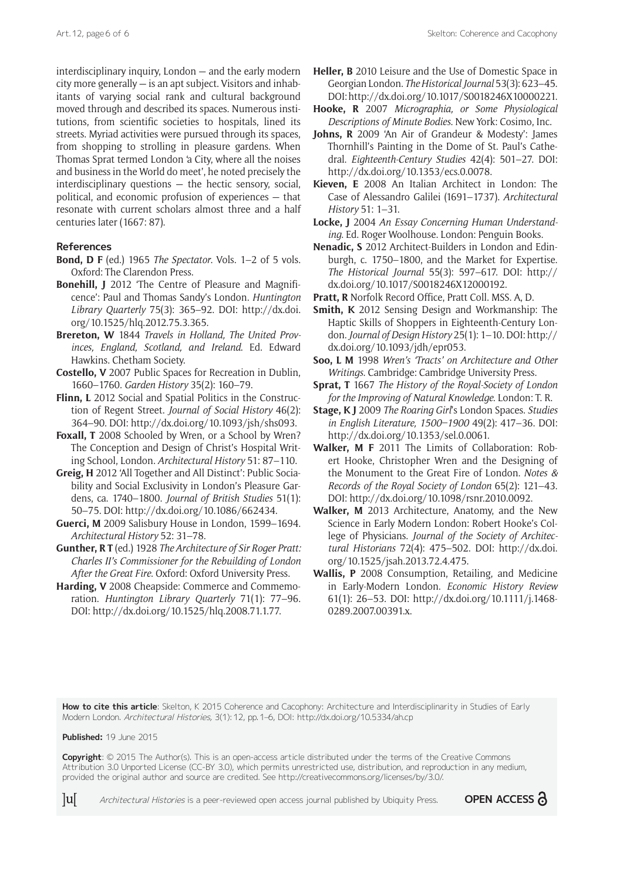interdisciplinary inquiry, London — and the early modern city more generally — is an apt subject. Visitors and inhabitants of varying social rank and cultural background moved through and described its spaces. Numerous institutions, from scientific societies to hospitals, lined its streets. Myriad activities were pursued through its spaces, from shopping to strolling in pleasure gardens. When Thomas Sprat termed London 'a City, where all the noises and business in the World do meet', he noted precisely the interdisciplinary questions — the hectic sensory, social, political, and economic profusion of experiences — that resonate with current scholars almost three and a half centuries later (1667: 87).

### References

**Bond, D F** (ed.) 1965 *The Spectator*. Vols. 1–2 of 5 vols. Oxford: The Clarendon Press.

**Bonehill, J** 2012 'The Centre of Pleasure and Magnificence': Paul and Thomas Sandy's London. *Huntington Library Quarterly* 75(3): 365–92. DOI: http://dx.doi.org/10.1525/hlq.2012.75.3.365.

**Brereton, W** 1844 *Travels in Holland, The United Provinces, England, Scotland, and Ireland*. Ed. Edward Hawkins. Chetham Society.

**Costello, V** 2007 Public Spaces for Recreation in Dublin, 1660–1760. *Garden History* 35(2): 160–79.

**Flinn, L** 2012 Social and Spatial Politics in the Construction of Regent Street. *Journal of Social History* 46(2): 364–90. DOI: http://dx.doi.org/10.1093/jsh/shs093.

**Foxall, T** 2008 Schooled by Wren, or a School by Wren? The Conception and Design of Christ's Hospital Writing School, London. *Architectural History* 51: 87–110.

**Greig, H** 2012 'All Together and All Distinct': Public Sociability and Social Exclusivity in London's Pleasure Gardens, ca. 1740–1800. *Journal of British Studies* 51(1): 50–75. DOI: http://dx.doi.org/10.1086/662434.

**Guerci, M** 2009 Salisbury House in London, 1599–1694. *Architectural History* 52: 31–78.

**Gunther, R T** (ed.) 1928 *The Architecture of Sir Roger Pratt: Charles II's Commissioner for the Rebuilding of London After the Great Fire*. Oxford: Oxford University Press.

**Harding, V** 2008 Cheapside: Commerce and Commemoration. *Huntington Library Quarterly* 71(1): 77–96. DOI: http://dx.doi.org/10.1525/hlq.2008.71.1.77.

**Heller, B** 2010 Leisure and the Use of Domestic Space in Georgian London. *The Historical Journal* 53(3): 623–45. DOI: http://dx.doi.org/10.1017/S0018246X10000221.

**Hooke, R** 2007 *Micrographia, or Some Physiological Descriptions of Minute Bodies*. New York: Cosimo, Inc.

**Johns, R** 2009 'An Air of Grandeur & Modesty': James Thornhill's Painting in the Dome of St. Paul's Cathedral. *Eighteenth-Century Studies* 42(4): 501–27. DOI: http://dx.doi.org/10.1353/ecs.0.0078.

**Kieven, E** 2008 An Italian Architect in London: The Case of Alessandro Galilei (1691–1737). *Architectural History* 51: 1–31.

**Locke, J** 2004 *An Essay Concerning Human Understanding*. Ed. Roger Woolhouse. London: Penguin Books.

**Nenadic, S** 2012 Architect-Builders in London and Edinburgh, c. 1750–1800, and the Market for Expertise. *The Historical Journal* 55(3): 597–617. DOI: http://dx.doi.org/10.1017/S0018246X12000192.

**Pratt, R** Norfolk Record Office, Pratt Coll. MSS. A, D.

**Smith, K** 2012 Sensing Design and Workmanship: The Haptic Skills of Shoppers in Eighteenth-Century London. *Journal of Design History* 25(1): 1–10. DOI: http://dx.doi.org/10.1093/jdh/epr053.

**Soo, L M** 1998 *Wren's 'Tracts' on Architecture and Other Writings*. Cambridge: Cambridge University Press.

**Sprat, T** 1667 *The History of the Royal-Society of London for the Improving of Natural Knowledge*. London: T. R.

**Stage, K J** 2009 *The Roaring Girl*'s London Spaces. *Studies in English Literature, 1500–1900* 49(2): 417–36. DOI: http://dx.doi.org/10.1353/sel.0.0061.

**Walker, M F** 2011 The Limits of Collaboration: Robert Hooke, Christopher Wren and the Designing of the Monument to the Great Fire of London. *Notes & Records of the Royal Society of London* 65(2): 121–43. DOI: http://dx.doi.org/10.1098/rsnr.2010.0092.

**Walker, M** 2013 Architecture, Anatomy, and the New Science in Early Modern London: Robert Hooke's College of Physicians. *Journal of the Society of Architectural Historians* 72(4): 475–502. DOI: http://dx.doi.org/10.1525/jsah.2013.72.4.475.

**Wallis, P** 2008 Consumption, Retailing, and Medicine in Early-Modern London. *Economic History Review* 61(1): 26–53. DOI: http://dx.doi.org/10.1111/j.1468-0289.2007.00391.x.

**How to cite this article**: Skelton, K 2015 Coherence and Cacophony: Architecture and Interdisciplinarity in Studies of Early Modern London. *Architectural Histories*, 3(1): 12, pp. 1–6, DOI: http://dx.doi.org/10.5334/ah.cp

**Published:** 19 June 2015

**Copyright**: © 2015 The Author(s). This is an open-access article distributed under the terms of the Creative Commons Attribution 3.0 Unported License (CC-BY 3.0), which permits unrestricted use, distribution, and reproduction in any medium, provided the original author and source are credited. See http://creativecommons.org/licenses/by/3.0/.

*Architectural Histories* is a peer-reviewed open access journal published by Ubiquity Press. **OPEN ACCESS**